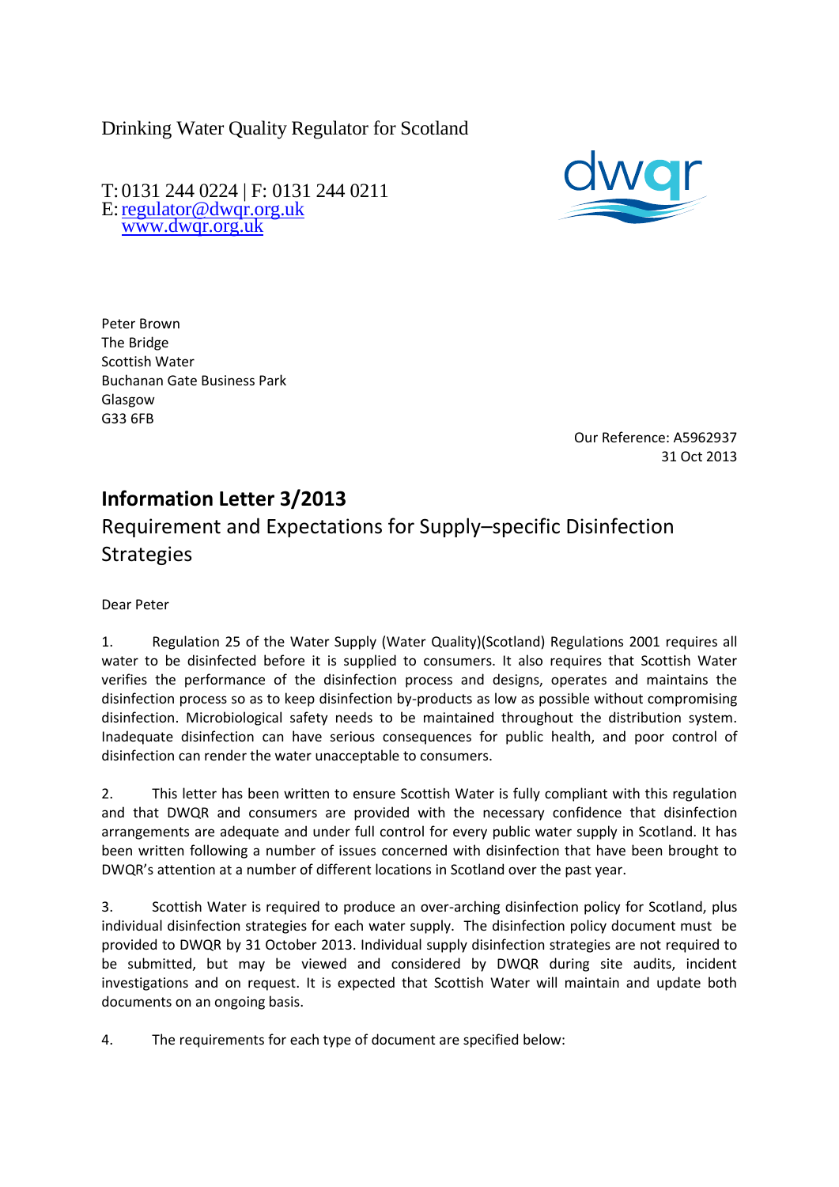Drinking Water Quality Regulator for Scotland

T: 0131 244 0224 | F: 0131 244 0211
E: regulator@dwqr.org.uk
www.dwqr.org.uk

Peter Brown
The Bridge
Scottish Water
Buchanan Gate Business Park
Glasgow
G33 6FB

Our Reference: A5962937
31 Oct 2013

# Information Letter 3/2013

## Requirement and Expectations for Supply–specific Disinfection Strategies

Dear Peter

1. Regulation 25 of the Water Supply (Water Quality)(Scotland) Regulations 2001 requires all water to be disinfected before it is supplied to consumers. It also requires that Scottish Water verifies the performance of the disinfection process and designs, operates and maintains the disinfection process so as to keep disinfection by-products as low as possible without compromising disinfection. Microbiological safety needs to be maintained throughout the distribution system. Inadequate disinfection can have serious consequences for public health, and poor control of disinfection can render the water unacceptable to consumers.

2. This letter has been written to ensure Scottish Water is fully compliant with this regulation and that DWQR and consumers are provided with the necessary confidence that disinfection arrangements are adequate and under full control for every public water supply in Scotland. It has been written following a number of issues concerned with disinfection that have been brought to DWQR's attention at a number of different locations in Scotland over the past year.

3. Scottish Water is required to produce an over-arching disinfection policy for Scotland, plus individual disinfection strategies for each water supply. The disinfection policy document must be provided to DWQR by 31 October 2013. Individual supply disinfection strategies are not required to be submitted, but may be viewed and considered by DWQR during site audits, incident investigations and on request. It is expected that Scottish Water will maintain and update both documents on an ongoing basis.

4. The requirements for each type of document are specified below: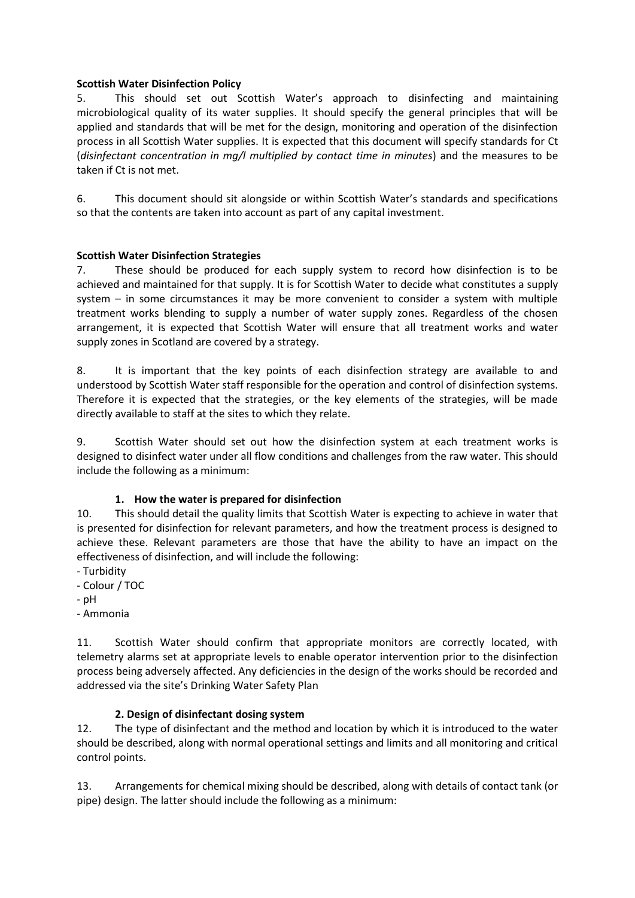**Scottish Water Disinfection Policy**

5. This should set out Scottish Water's approach to disinfecting and maintaining microbiological quality of its water supplies. It should specify the general principles that will be applied and standards that will be met for the design, monitoring and operation of the disinfection process in all Scottish Water supplies. It is expected that this document will specify standards for Ct (*disinfectant concentration in mg/l multiplied by contact time in minutes*) and the measures to be taken if Ct is not met.

6. This document should sit alongside or within Scottish Water's standards and specifications so that the contents are taken into account as part of any capital investment.

**Scottish Water Disinfection Strategies**

7. These should be produced for each supply system to record how disinfection is to be achieved and maintained for that supply. It is for Scottish Water to decide what constitutes a supply system – in some circumstances it may be more convenient to consider a system with multiple treatment works blending to supply a number of water supply zones. Regardless of the chosen arrangement, it is expected that Scottish Water will ensure that all treatment works and water supply zones in Scotland are covered by a strategy.

8. It is important that the key points of each disinfection strategy are available to and understood by Scottish Water staff responsible for the operation and control of disinfection systems. Therefore it is expected that the strategies, or the key elements of the strategies, will be made directly available to staff at the sites to which they relate.

9. Scottish Water should set out how the disinfection system at each treatment works is designed to disinfect water under all flow conditions and challenges from the raw water. This should include the following as a minimum:

**1. How the water is prepared for disinfection**

10. This should detail the quality limits that Scottish Water is expecting to achieve in water that is presented for disinfection for relevant parameters, and how the treatment process is designed to achieve these. Relevant parameters are those that have the ability to have an impact on the effectiveness of disinfection, and will include the following:

- Turbidity
- Colour / TOC
- pH
- Ammonia

11. Scottish Water should confirm that appropriate monitors are correctly located, with telemetry alarms set at appropriate levels to enable operator intervention prior to the disinfection process being adversely affected. Any deficiencies in the design of the works should be recorded and addressed via the site's Drinking Water Safety Plan

**2. Design of disinfectant dosing system**

12. The type of disinfectant and the method and location by which it is introduced to the water should be described, along with normal operational settings and limits and all monitoring and critical control points.

13. Arrangements for chemical mixing should be described, along with details of contact tank (or pipe) design. The latter should include the following as a minimum: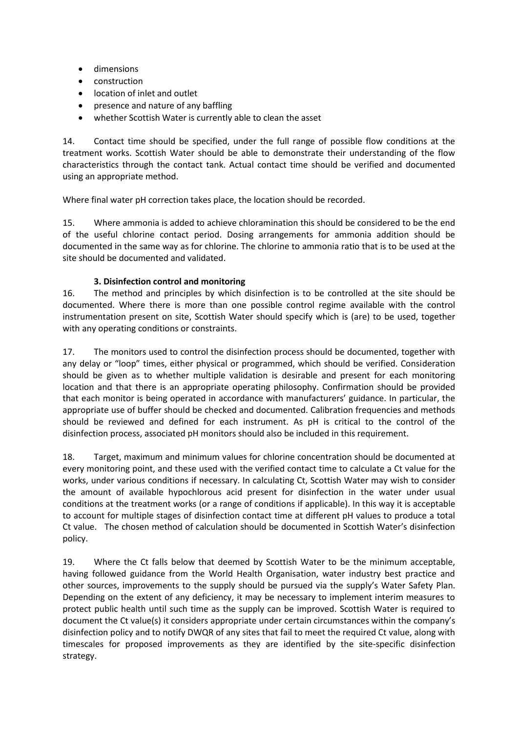- dimensions
- construction
- location of inlet and outlet
- presence and nature of any baffling
- whether Scottish Water is currently able to clean the asset

14. Contact time should be specified, under the full range of possible flow conditions at the treatment works. Scottish Water should be able to demonstrate their understanding of the flow characteristics through the contact tank. Actual contact time should be verified and documented using an appropriate method.

Where final water pH correction takes place, the location should be recorded.

15. Where ammonia is added to achieve chloramination this should be considered to be the end of the useful chlorine contact period. Dosing arrangements for ammonia addition should be documented in the same way as for chlorine. The chlorine to ammonia ratio that is to be used at the site should be documented and validated.

### 3. Disinfection control and monitoring

16. The method and principles by which disinfection is to be controlled at the site should be documented. Where there is more than one possible control regime available with the control instrumentation present on site, Scottish Water should specify which is (are) to be used, together with any operating conditions or constraints.

17. The monitors used to control the disinfection process should be documented, together with any delay or "loop" times, either physical or programmed, which should be verified. Consideration should be given as to whether multiple validation is desirable and present for each monitoring location and that there is an appropriate operating philosophy. Confirmation should be provided that each monitor is being operated in accordance with manufacturers' guidance. In particular, the appropriate use of buffer should be checked and documented. Calibration frequencies and methods should be reviewed and defined for each instrument. As pH is critical to the control of the disinfection process, associated pH monitors should also be included in this requirement.

18. Target, maximum and minimum values for chlorine concentration should be documented at every monitoring point, and these used with the verified contact time to calculate a Ct value for the works, under various conditions if necessary. In calculating Ct, Scottish Water may wish to consider the amount of available hypochlorous acid present for disinfection in the water under usual conditions at the treatment works (or a range of conditions if applicable). In this way it is acceptable to account for multiple stages of disinfection contact time at different pH values to produce a total Ct value. The chosen method of calculation should be documented in Scottish Water's disinfection policy.

19. Where the Ct falls below that deemed by Scottish Water to be the minimum acceptable, having followed guidance from the World Health Organisation, water industry best practice and other sources, improvements to the supply should be pursued via the supply's Water Safety Plan. Depending on the extent of any deficiency, it may be necessary to implement interim measures to protect public health until such time as the supply can be improved. Scottish Water is required to document the Ct value(s) it considers appropriate under certain circumstances within the company's disinfection policy and to notify DWQR of any sites that fail to meet the required Ct value, along with timescales for proposed improvements as they are identified by the site-specific disinfection strategy.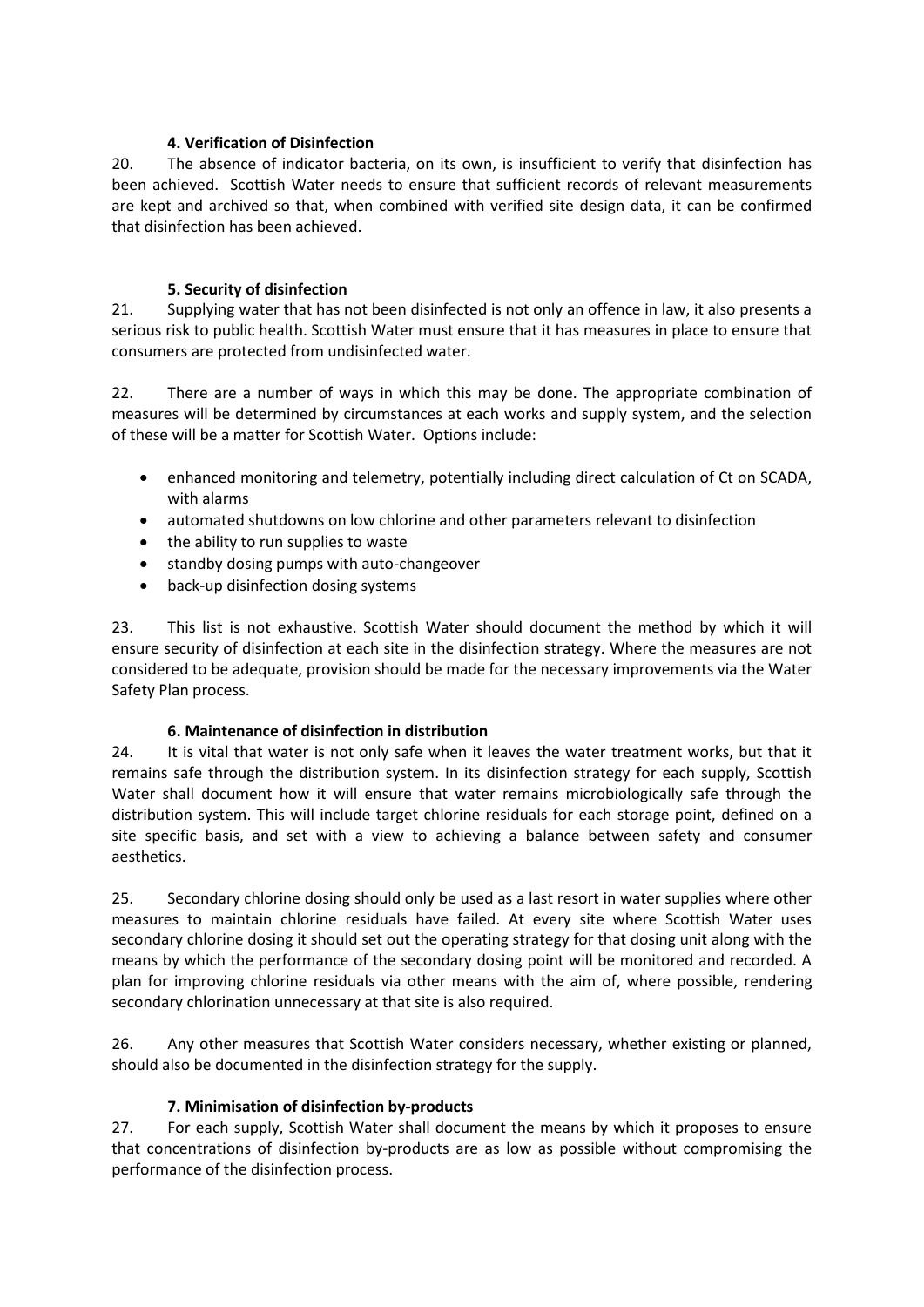### 4. Verification of Disinfection

20. The absence of indicator bacteria, on its own, is insufficient to verify that disinfection has been achieved. Scottish Water needs to ensure that sufficient records of relevant measurements are kept and archived so that, when combined with verified site design data, it can be confirmed that disinfection has been achieved.

### 5. Security of disinfection

21. Supplying water that has not been disinfected is not only an offence in law, it also presents a serious risk to public health. Scottish Water must ensure that it has measures in place to ensure that consumers are protected from undisinfected water.

22. There are a number of ways in which this may be done. The appropriate combination of measures will be determined by circumstances at each works and supply system, and the selection of these will be a matter for Scottish Water. Options include:

- enhanced monitoring and telemetry, potentially including direct calculation of Ct on SCADA, with alarms
- automated shutdowns on low chlorine and other parameters relevant to disinfection
- the ability to run supplies to waste
- standby dosing pumps with auto-changeover
- back-up disinfection dosing systems

23. This list is not exhaustive. Scottish Water should document the method by which it will ensure security of disinfection at each site in the disinfection strategy. Where the measures are not considered to be adequate, provision should be made for the necessary improvements via the Water Safety Plan process.

### 6. Maintenance of disinfection in distribution

24. It is vital that water is not only safe when it leaves the water treatment works, but that it remains safe through the distribution system. In its disinfection strategy for each supply, Scottish Water shall document how it will ensure that water remains microbiologically safe through the distribution system. This will include target chlorine residuals for each storage point, defined on a site specific basis, and set with a view to achieving a balance between safety and consumer aesthetics.

25. Secondary chlorine dosing should only be used as a last resort in water supplies where other measures to maintain chlorine residuals have failed. At every site where Scottish Water uses secondary chlorine dosing it should set out the operating strategy for that dosing unit along with the means by which the performance of the secondary dosing point will be monitored and recorded. A plan for improving chlorine residuals via other means with the aim of, where possible, rendering secondary chlorination unnecessary at that site is also required.

26. Any other measures that Scottish Water considers necessary, whether existing or planned, should also be documented in the disinfection strategy for the supply.

### 7. Minimisation of disinfection by-products

27. For each supply, Scottish Water shall document the means by which it proposes to ensure that concentrations of disinfection by-products are as low as possible without compromising the performance of the disinfection process.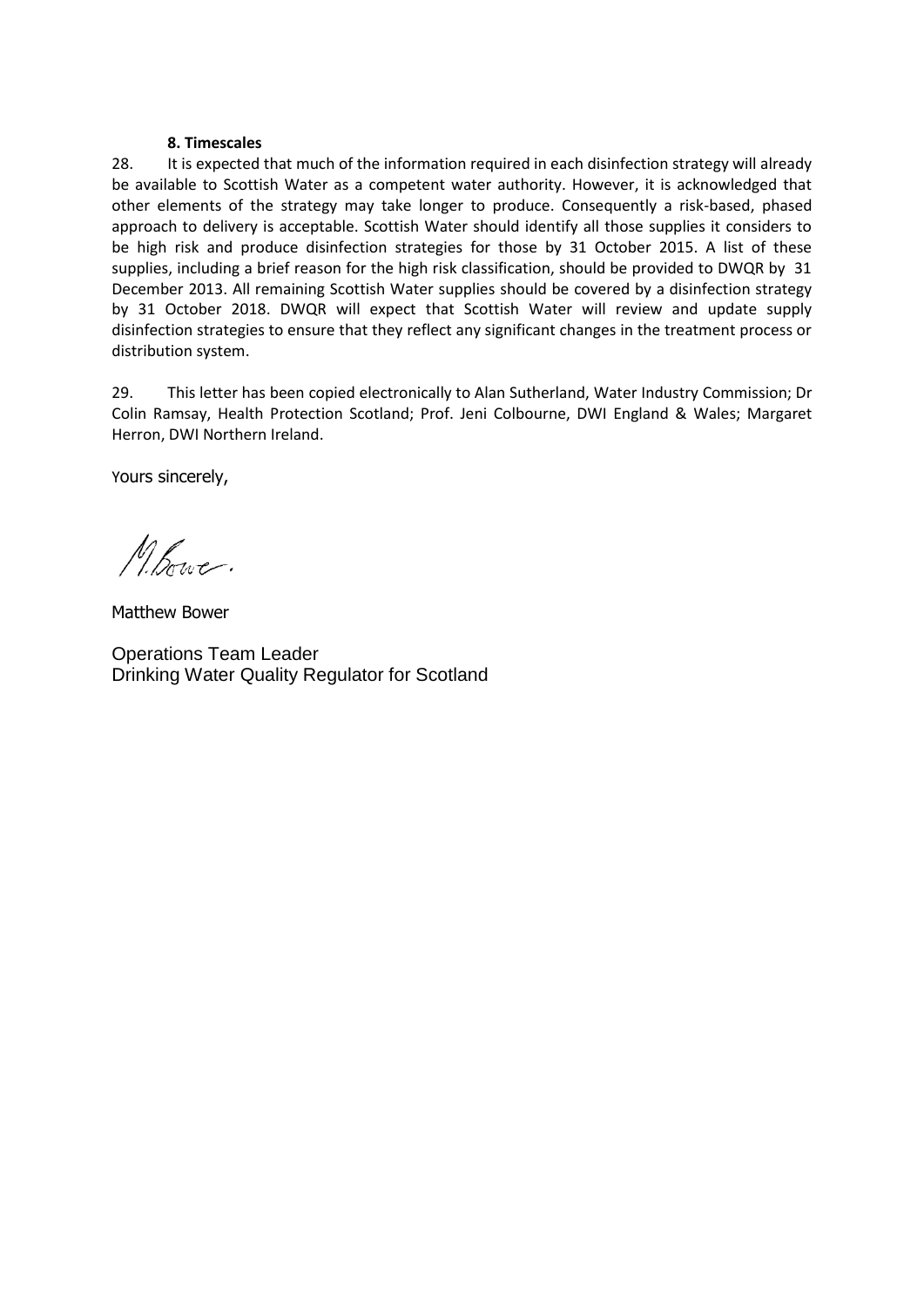### 8. Timescales

28. It is expected that much of the information required in each disinfection strategy will already be available to Scottish Water as a competent water authority. However, it is acknowledged that other elements of the strategy may take longer to produce. Consequently a risk-based, phased approach to delivery is acceptable. Scottish Water should identify all those supplies it considers to be high risk and produce disinfection strategies for those by 31 October 2015. A list of these supplies, including a brief reason for the high risk classification, should be provided to DWQR by 31 December 2013. All remaining Scottish Water supplies should be covered by a disinfection strategy by 31 October 2018. DWQR will expect that Scottish Water will review and update supply disinfection strategies to ensure that they reflect any significant changes in the treatment process or distribution system.

29. This letter has been copied electronically to Alan Sutherland, Water Industry Commission; Dr Colin Ramsay, Health Protection Scotland; Prof. Jeni Colbourne, DWI England & Wales; Margaret Herron, DWI Northern Ireland.

Yours sincerely,

M.Bower.

Matthew Bower

Operations Team Leader
Drinking Water Quality Regulator for Scotland